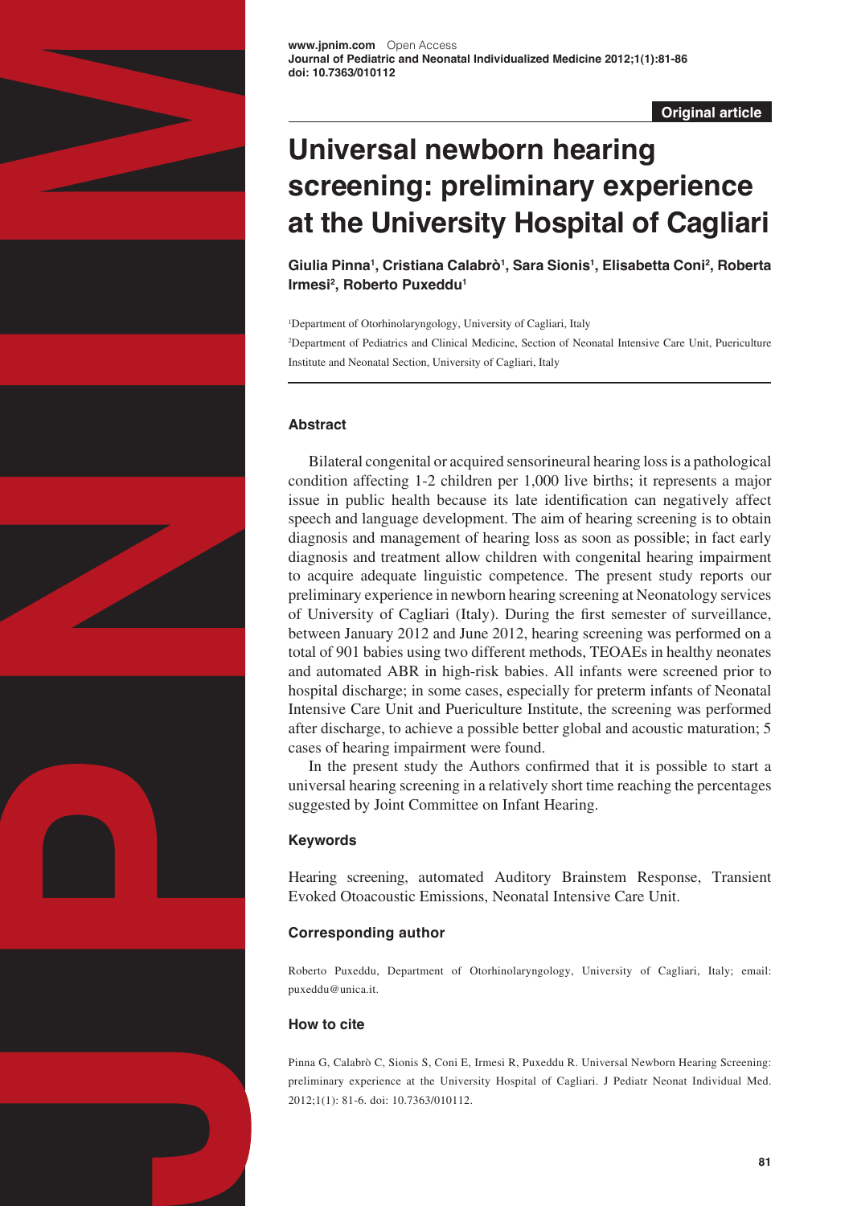Original article

# Universal newborn hearing screening: preliminary experience at the University Hospital of Cagliari

**Giulia Pinna[1], Cristiana Calabrò[1], Sara Sionis[1], Elisabetta Coni[2], Roberta Irmesi[2], Roberto Puxeddu[1]**

[1]Department of Otorhinolaryngology, University of Cagliari, Italy

[2]Department of Pediatrics and Clinical Medicine, Section of Neonatal Intensive Care Unit, Puericulture Institute and Neonatal Section, University of Cagliari, Italy

### Abstract

Bilateral congenital or acquired sensorineural hearing loss is a pathological condition affecting 1-2 children per 1,000 live births; it represents a major issue in public health because its late identification can negatively affect speech and language development. The aim of hearing screening is to obtain diagnosis and management of hearing loss as soon as possible; in fact early diagnosis and treatment allow children with congenital hearing impairment to acquire adequate linguistic competence. The present study reports our preliminary experience in newborn hearing screening at Neonatology services of University of Cagliari (Italy). During the first semester of surveillance, between January 2012 and June 2012, hearing screening was performed on a total of 901 babies using two different methods, TEOAEs in healthy neonates and automated ABR in high-risk babies. All infants were screened prior to hospital discharge; in some cases, especially for preterm infants of Neonatal Intensive Care Unit and Puericulture Institute, the screening was performed after discharge, to achieve a possible better global and acoustic maturation; 5 cases of hearing impairment were found.

In the present study the Authors confirmed that it is possible to start a universal hearing screening in a relatively short time reaching the percentages suggested by Joint Committee on Infant Hearing.

### Keywords

Hearing screening, automated Auditory Brainstem Response, Transient Evoked Otoacoustic Emissions, Neonatal Intensive Care Unit.

### Corresponding author

Roberto Puxeddu, Department of Otorhinolaryngology, University of Cagliari, Italy; email: puxeddu@unica.it.

### How to cite

Pinna G, Calabrò C, Sionis S, Coni E, Irmesi R, Puxeddu R. Universal Newborn Hearing Screening: preliminary experience at the University Hospital of Cagliari. J Pediatr Neonat Individual Med. 2012;1(1): 81-6. doi: 10.7363/010112.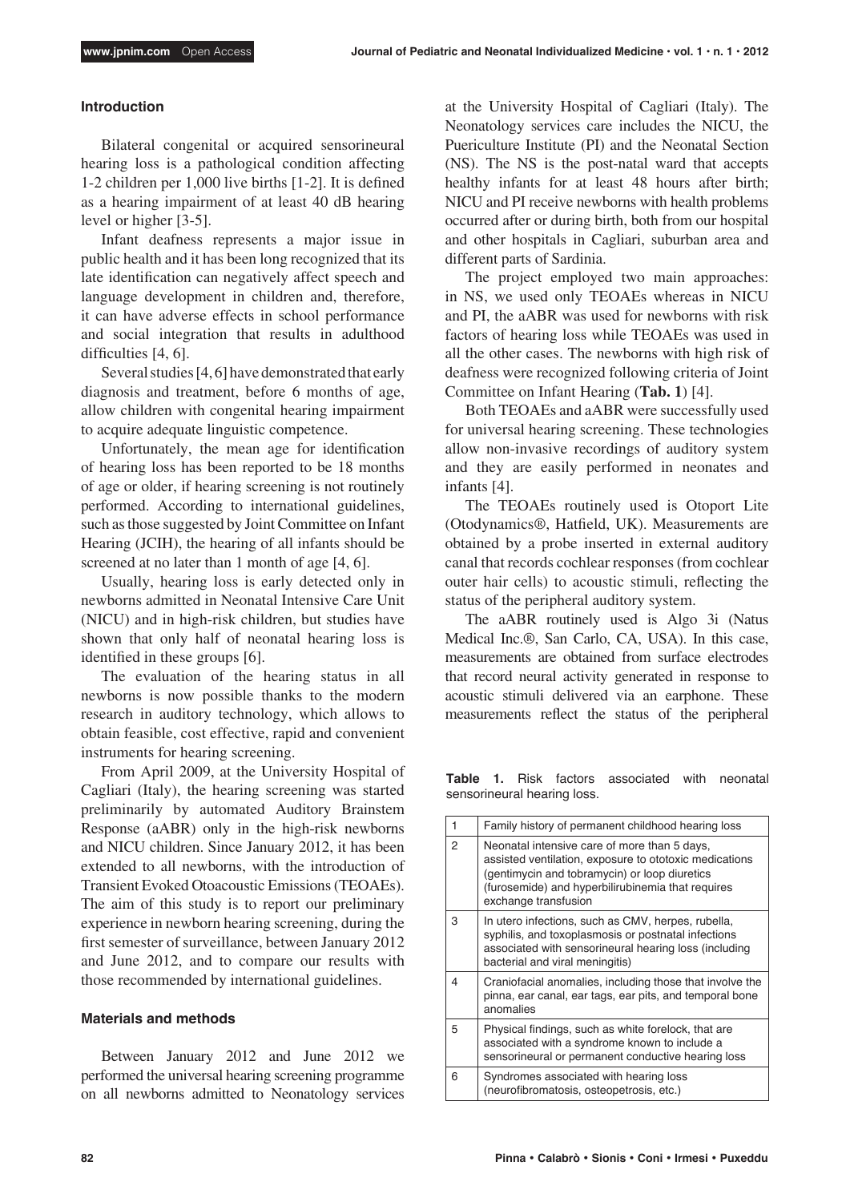## Introduction

Bilateral congenital or acquired sensorineural hearing loss is a pathological condition affecting 1-2 children per 1,000 live births [1-2]. It is defined as a hearing impairment of at least 40 dB hearing level or higher [3-5].

Infant deafness represents a major issue in public health and it has been long recognized that its late identification can negatively affect speech and language development in children and, therefore, it can have adverse effects in school performance and social integration that results in adulthood difficulties [4, 6].

Several studies [4, 6] have demonstrated that early diagnosis and treatment, before 6 months of age, allow children with congenital hearing impairment to acquire adequate linguistic competence.

Unfortunately, the mean age for identification of hearing loss has been reported to be 18 months of age or older, if hearing screening is not routinely performed. According to international guidelines, such as those suggested by Joint Committee on Infant Hearing (JCIH), the hearing of all infants should be screened at no later than 1 month of age [4, 6].

Usually, hearing loss is early detected only in newborns admitted in Neonatal Intensive Care Unit (NICU) and in high-risk children, but studies have shown that only half of neonatal hearing loss is identified in these groups [6].

The evaluation of the hearing status in all newborns is now possible thanks to the modern research in auditory technology, which allows to obtain feasible, cost effective, rapid and convenient instruments for hearing screening.

From April 2009, at the University Hospital of Cagliari (Italy), the hearing screening was started preliminarily by automated Auditory Brainstem Response (aABR) only in the high-risk newborns and NICU children. Since January 2012, it has been extended to all newborns, with the introduction of Transient Evoked Otoacoustic Emissions (TEOAEs). The aim of this study is to report our preliminary experience in newborn hearing screening, during the first semester of surveillance, between January 2012 and June 2012, and to compare our results with those recommended by international guidelines.

## Materials and methods

Between January 2012 and June 2012 we performed the universal hearing screening programme on all newborns admitted to Neonatology services at the University Hospital of Cagliari (Italy). The Neonatology services care includes the NICU, the Puericulture Institute (PI) and the Neonatal Section (NS). The NS is the post-natal ward that accepts healthy infants for at least 48 hours after birth; NICU and PI receive newborns with health problems occurred after or during birth, both from our hospital and other hospitals in Cagliari, suburban area and different parts of Sardinia.

The project employed two main approaches: in NS, we used only TEOAEs whereas in NICU and PI, the aABR was used for newborns with risk factors of hearing loss while TEOAEs was used in all the other cases. The newborns with high risk of deafness were recognized following criteria of Joint Committee on Infant Hearing (**Tab. 1**) [4].

Both TEOAEs and aABR were successfully used for universal hearing screening. These technologies allow non-invasive recordings of auditory system and they are easily performed in neonates and infants [4].

The TEOAEs routinely used is Otoport Lite (Otodynamics®, Hatfield, UK). Measurements are obtained by a probe inserted in external auditory canal that records cochlear responses (from cochlear outer hair cells) to acoustic stimuli, reflecting the status of the peripheral auditory system.

The aABR routinely used is Algo 3i (Natus Medical Inc.®, San Carlo, CA, USA). In this case, measurements are obtained from surface electrodes that record neural activity generated in response to acoustic stimuli delivered via an earphone. These measurements reflect the status of the peripheral

**Table 1.** Risk factors associated with neonatal sensorineural hearing loss.

| | |
|---|---|
| 1 | Family history of permanent childhood hearing loss |
| 2 | Neonatal intensive care of more than 5 days, assisted ventilation, exposure to ototoxic medications (gentimycin and tobramycin) or loop diuretics (furosemide) and hyperbilirubinemia that requires exchange transfusion |
| 3 | In utero infections, such as CMV, herpes, rubella, syphilis, and toxoplasmosis or postnatal infections associated with sensorineural hearing loss (including bacterial and viral meningitis) |
| 4 | Craniofacial anomalies, including those that involve the pinna, ear canal, ear tags, ear pits, and temporal bone anomalies |
| 5 | Physical findings, such as white forelock, that are associated with a syndrome known to include a sensorineural or permanent conductive hearing loss |
| 6 | Syndromes associated with hearing loss (neurofibromatosis, osteopetrosis, etc.) |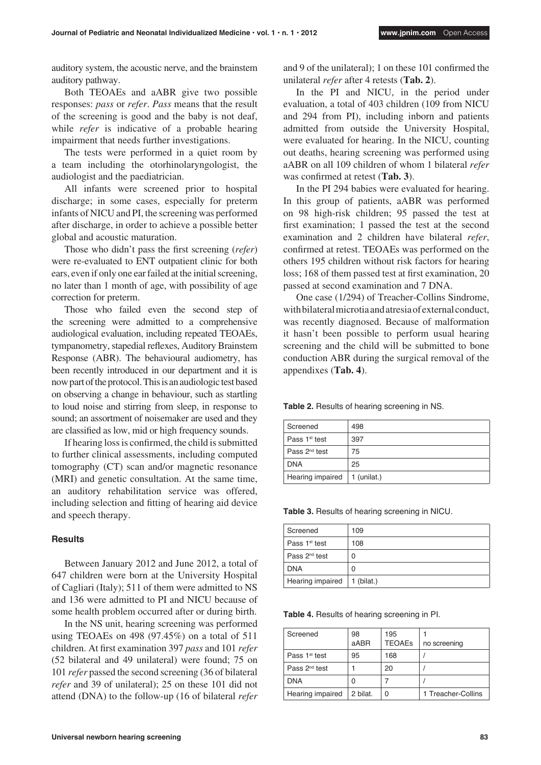auditory system, the acoustic nerve, and the brainstem auditory pathway.

Both TEOAEs and aABR give two possible responses: *pass* or *refer*. *Pass* means that the result of the screening is good and the baby is not deaf, while *refer* is indicative of a probable hearing impairment that needs further investigations.

The tests were performed in a quiet room by a team including the otorhinolaryngologist, the audiologist and the paediatrician.

All infants were screened prior to hospital discharge; in some cases, especially for preterm infants of NICU and PI, the screening was performed after discharge, in order to achieve a possible better global and acoustic maturation.

Those who didn't pass the first screening (*refer*) were re-evaluated to ENT outpatient clinic for both ears, even if only one ear failed at the initial screening, no later than 1 month of age, with possibility of age correction for preterm.

Those who failed even the second step of the screening were admitted to a comprehensive audiological evaluation, including repeated TEOAEs, tympanometry, stapedial reflexes, Auditory Brainstem Response (ABR). The behavioural audiometry, has been recently introduced in our department and it is now part of the protocol. This is an audiologic test based on observing a change in behaviour, such as startling to loud noise and stirring from sleep, in response to sound; an assortment of noisemaker are used and they are classified as low, mid or high frequency sounds.

If hearing loss is confirmed, the child is submitted to further clinical assessments, including computed tomography (CT) scan and/or magnetic resonance (MRI) and genetic consultation. At the same time, an auditory rehabilitation service was offered, including selection and fitting of hearing aid device and speech therapy.

### Results

Between January 2012 and June 2012, a total of 647 children were born at the University Hospital of Cagliari (Italy); 511 of them were admitted to NS and 136 were admitted to PI and NICU because of some health problem occurred after or during birth.

In the NS unit, hearing screening was performed using TEOAEs on 498 (97.45%) on a total of 511 children. At first examination 397 *pass* and 101 *refer* (52 bilateral and 49 unilateral) were found; 75 on 101 *refer* passed the second screening (36 of bilateral *refer* and 39 of unilateral); 25 on these 101 did not attend (DNA) to the follow-up (16 of bilateral *refer* and 9 of the unilateral); 1 on these 101 confirmed the unilateral *refer* after 4 retests (**Tab. 2**).

In the PI and NICU, in the period under evaluation, a total of 403 children (109 from NICU and 294 from PI), including inborn and patients admitted from outside the University Hospital, were evaluated for hearing. In the NICU, counting out deaths, hearing screening was performed using aABR on all 109 children of whom 1 bilateral *refer* was confirmed at retest (**Tab. 3**).

In the PI 294 babies were evaluated for hearing. In this group of patients, aABR was performed on 98 high-risk children; 95 passed the test at first examination; 1 passed the test at the second examination and 2 children have bilateral *refer*, confirmed at retest. TEOAEs was performed on the others 195 children without risk factors for hearing loss; 168 of them passed test at first examination, 20 passed at second examination and 7 DNA.

One case (1/294) of Treacher-Collins Sindrome, with bilateral microtia and atresia of external conduct, was recently diagnosed. Because of malformation it hasn't been possible to perform usual hearing screening and the child will be submitted to bone conduction ABR during the surgical removal of the appendixes (**Tab. 4**).

**Table 2.** Results of hearing screening in NS.

| Screened | 498 |
|---|---|
| Pass 1st test | 397 |
| Pass 2nd test | 75 |
| DNA | 25 |
| Hearing impaired | 1 (unilat.) |

**Table 3.** Results of hearing screening in NICU.

| Screened | 109 |
|---|---|
| Pass 1st test | 108 |
| Pass 2nd test | 0 |
| DNA | 0 |
| Hearing impaired | 1 (bilat.) |

**Table 4.** Results of hearing screening in PI.

| Screened | 98 aABR | 195 TEOAEs | 1 no screening |
|---|---|---|---|
| Pass 1st test | 95 | 168 | / |
| Pass 2nd test | 1 | 20 | / |
| DNA | 0 | 7 | / |
| Hearing impaired | 2 bilat. | 0 | 1 Treacher-Collins |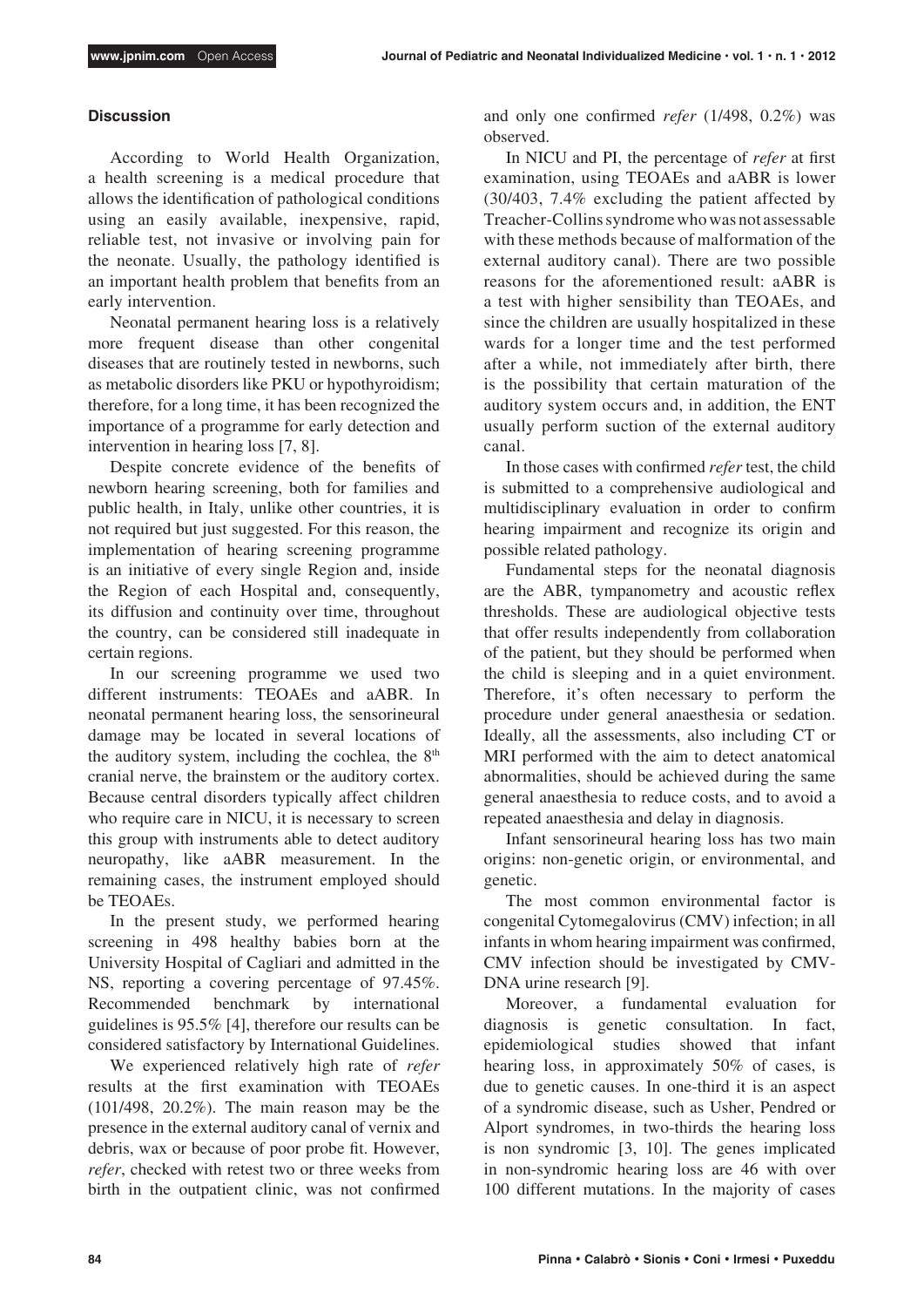## Discussion

According to World Health Organization, a health screening is a medical procedure that allows the identification of pathological conditions using an easily available, inexpensive, rapid, reliable test, not invasive or involving pain for the neonate. Usually, the pathology identified is an important health problem that benefits from an early intervention.

Neonatal permanent hearing loss is a relatively more frequent disease than other congenital diseases that are routinely tested in newborns, such as metabolic disorders like PKU or hypothyroidism; therefore, for a long time, it has been recognized the importance of a programme for early detection and intervention in hearing loss [7, 8].

Despite concrete evidence of the benefits of newborn hearing screening, both for families and public health, in Italy, unlike other countries, it is not required but just suggested. For this reason, the implementation of hearing screening programme is an initiative of every single Region and, inside the Region of each Hospital and, consequently, its diffusion and continuity over time, throughout the country, can be considered still inadequate in certain regions.

In our screening programme we used two different instruments: TEOAEs and aABR. In neonatal permanent hearing loss, the sensorineural damage may be located in several locations of the auditory system, including the cochlea, the 8th cranial nerve, the brainstem or the auditory cortex. Because central disorders typically affect children who require care in NICU, it is necessary to screen this group with instruments able to detect auditory neuropathy, like aABR measurement. In the remaining cases, the instrument employed should be TEOAEs.

In the present study, we performed hearing screening in 498 healthy babies born at the University Hospital of Cagliari and admitted in the NS, reporting a covering percentage of 97.45%. Recommended benchmark by international guidelines is 95.5% [4], therefore our results can be considered satisfactory by International Guidelines.

We experienced relatively high rate of *refer* results at the first examination with TEOAEs (101/498, 20.2%). The main reason may be the presence in the external auditory canal of vernix and debris, wax or because of poor probe fit. However, *refer*, checked with retest two or three weeks from birth in the outpatient clinic, was not confirmed and only one confirmed *refer* (1/498, 0.2%) was observed.

In NICU and PI, the percentage of *refer* at first examination, using TEOAEs and aABR is lower (30/403, 7.4% excluding the patient affected by Treacher-Collins syndrome who was not assessable with these methods because of malformation of the external auditory canal). There are two possible reasons for the aforementioned result: aABR is a test with higher sensibility than TEOAEs, and since the children are usually hospitalized in these wards for a longer time and the test performed after a while, not immediately after birth, there is the possibility that certain maturation of the auditory system occurs and, in addition, the ENT usually perform suction of the external auditory canal.

In those cases with confirmed *refer* test, the child is submitted to a comprehensive audiological and multidisciplinary evaluation in order to confirm hearing impairment and recognize its origin and possible related pathology.

Fundamental steps for the neonatal diagnosis are the ABR, tympanometry and acoustic reflex thresholds. These are audiological objective tests that offer results independently from collaboration of the patient, but they should be performed when the child is sleeping and in a quiet environment. Therefore, it's often necessary to perform the procedure under general anaesthesia or sedation. Ideally, all the assessments, also including CT or MRI performed with the aim to detect anatomical abnormalities, should be achieved during the same general anaesthesia to reduce costs, and to avoid a repeated anaesthesia and delay in diagnosis.

Infant sensorineural hearing loss has two main origins: non-genetic origin, or environmental, and genetic.

The most common environmental factor is congenital Cytomegalovirus (CMV) infection; in all infants in whom hearing impairment was confirmed, CMV infection should be investigated by CMV-DNA urine research [9].

Moreover, a fundamental evaluation for diagnosis is genetic consultation. In fact, epidemiological studies showed that infant hearing loss, in approximately 50% of cases, is due to genetic causes. In one-third it is an aspect of a syndromic disease, such as Usher, Pendred or Alport syndromes, in two-thirds the hearing loss is non syndromic [3, 10]. The genes implicated in non-syndromic hearing loss are 46 with over 100 different mutations. In the majority of cases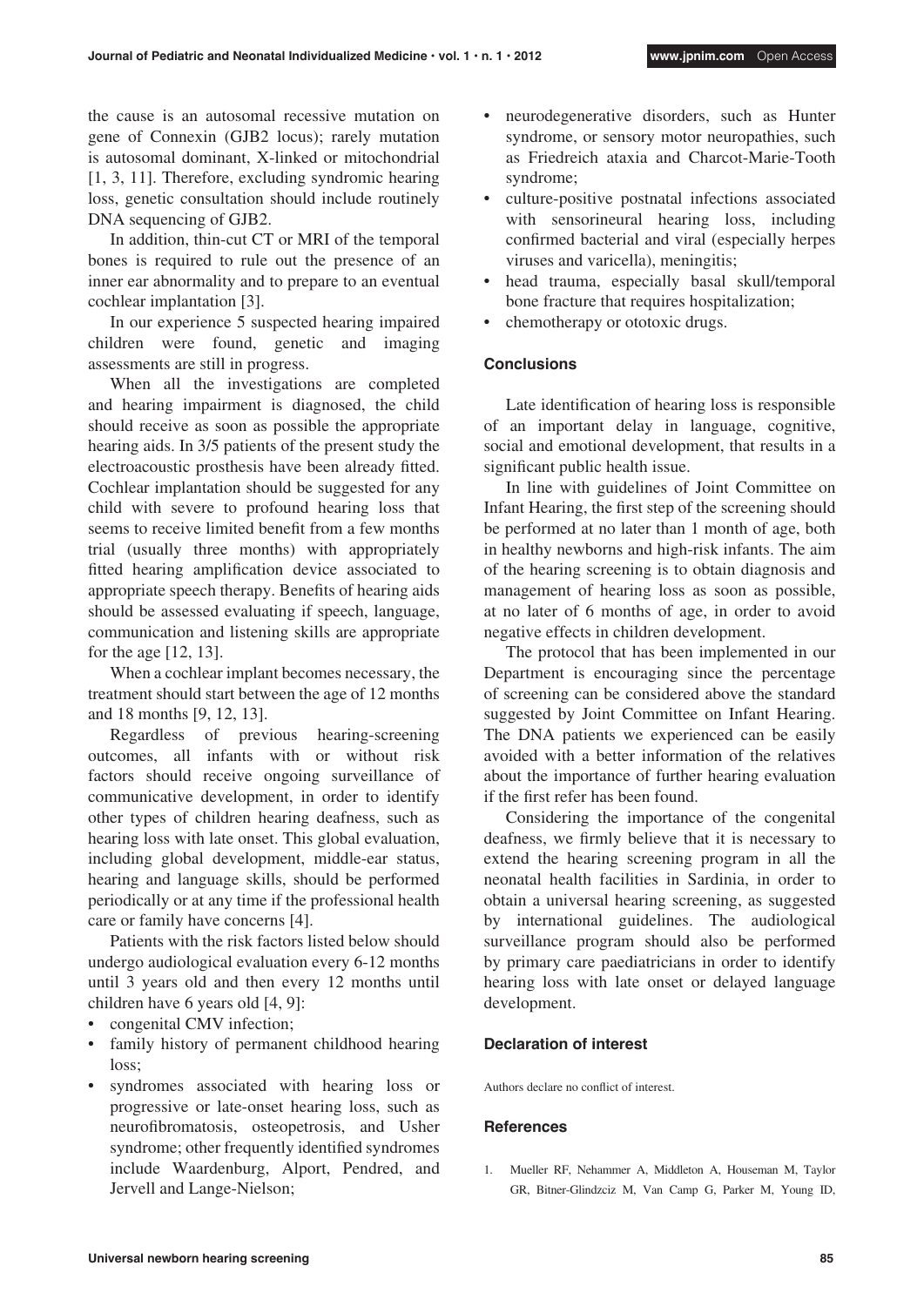the cause is an autosomal recessive mutation on gene of Connexin (GJB2 locus); rarely mutation is autosomal dominant, X-linked or mitochondrial [1, 3, 11]. Therefore, excluding syndromic hearing loss, genetic consultation should include routinely DNA sequencing of GJB2.

In addition, thin-cut CT or MRI of the temporal bones is required to rule out the presence of an inner ear abnormality and to prepare to an eventual cochlear implantation [3].

In our experience 5 suspected hearing impaired children were found, genetic and imaging assessments are still in progress.

When all the investigations are completed and hearing impairment is diagnosed, the child should receive as soon as possible the appropriate hearing aids. In 3/5 patients of the present study the electroacoustic prosthesis have been already fitted. Cochlear implantation should be suggested for any child with severe to profound hearing loss that seems to receive limited benefit from a few months trial (usually three months) with appropriately fitted hearing amplification device associated to appropriate speech therapy. Benefits of hearing aids should be assessed evaluating if speech, language, communication and listening skills are appropriate for the age [12, 13].

When a cochlear implant becomes necessary, the treatment should start between the age of 12 months and 18 months [9, 12, 13].

Regardless of previous hearing-screening outcomes, all infants with or without risk factors should receive ongoing surveillance of communicative development, in order to identify other types of children hearing deafness, such as hearing loss with late onset. This global evaluation, including global development, middle-ear status, hearing and language skills, should be performed periodically or at any time if the professional health care or family have concerns [4].

Patients with the risk factors listed below should undergo audiological evaluation every 6-12 months until 3 years old and then every 12 months until children have 6 years old [4, 9]:

- congenital CMV infection;
- family history of permanent childhood hearing loss;
- syndromes associated with hearing loss or progressive or late-onset hearing loss, such as neurofibromatosis, osteopetrosis, and Usher syndrome; other frequently identified syndromes include Waardenburg, Alport, Pendred, and Jervell and Lange-Nielson;
- neurodegenerative disorders, such as Hunter syndrome, or sensory motor neuropathies, such as Friedreich ataxia and Charcot-Marie-Tooth syndrome;
- culture-positive postnatal infections associated with sensorineural hearing loss, including confirmed bacterial and viral (especially herpes viruses and varicella), meningitis;
- head trauma, especially basal skull/temporal bone fracture that requires hospitalization;
- chemotherapy or ototoxic drugs.

## Conclusions

Late identification of hearing loss is responsible of an important delay in language, cognitive, social and emotional development, that results in a significant public health issue.

In line with guidelines of Joint Committee on Infant Hearing, the first step of the screening should be performed at no later than 1 month of age, both in healthy newborns and high-risk infants. The aim of the hearing screening is to obtain diagnosis and management of hearing loss as soon as possible, at no later of 6 months of age, in order to avoid negative effects in children development.

The protocol that has been implemented in our Department is encouraging since the percentage of screening can be considered above the standard suggested by Joint Committee on Infant Hearing. The DNA patients we experienced can be easily avoided with a better information of the relatives about the importance of further hearing evaluation if the first refer has been found.

Considering the importance of the congenital deafness, we firmly believe that it is necessary to extend the hearing screening program in all the neonatal health facilities in Sardinia, in order to obtain a universal hearing screening, as suggested by international guidelines. The audiological surveillance program should also be performed by primary care paediatricians in order to identify hearing loss with late onset or delayed language development.

## Declaration of interest

Authors declare no conflict of interest.

## References

1. Mueller RF, Nehammer A, Middleton A, Houseman M, Taylor GR, Bitner-Glindzciz M, Van Camp G, Parker M, Young ID,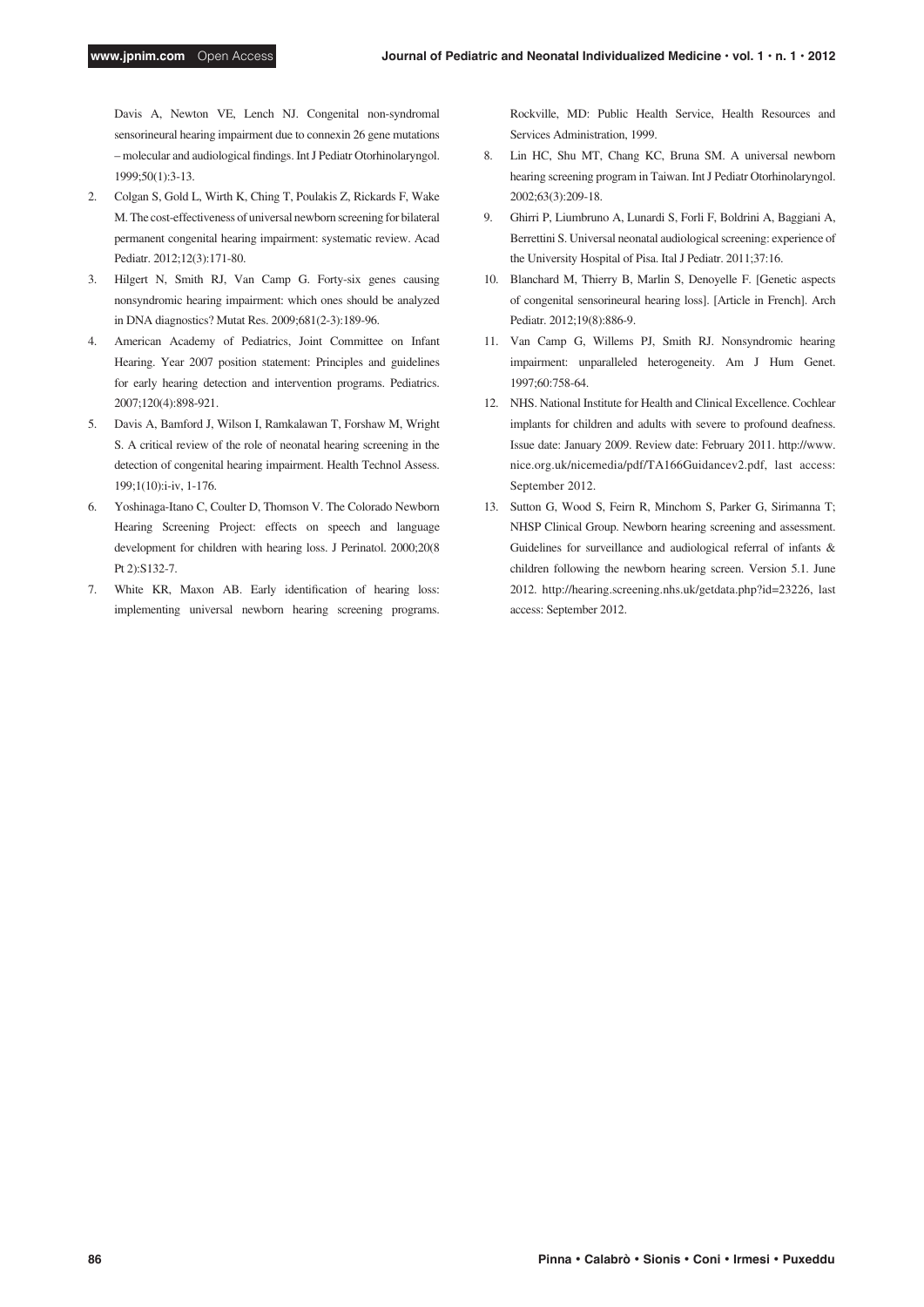Davis A, Newton VE, Lench NJ. Congenital non-syndromal sensorineural hearing impairment due to connexin 26 gene mutations – molecular and audiological findings. Int J Pediatr Otorhinolaryngol. 1999;50(1):3-13.

2. Colgan S, Gold L, Wirth K, Ching T, Poulakis Z, Rickards F, Wake M. The cost-effectiveness of universal newborn screening for bilateral permanent congenital hearing impairment: systematic review. Acad Pediatr. 2012;12(3):171-80.
3. Hilgert N, Smith RJ, Van Camp G. Forty-six genes causing nonsyndromic hearing impairment: which ones should be analyzed in DNA diagnostics? Mutat Res. 2009;681(2-3):189-96.
4. American Academy of Pediatrics, Joint Committee on Infant Hearing. Year 2007 position statement: Principles and guidelines for early hearing detection and intervention programs. Pediatrics. 2007;120(4):898-921.
5. Davis A, Bamford J, Wilson I, Ramkalawan T, Forshaw M, Wright S. A critical review of the role of neonatal hearing screening in the detection of congenital hearing impairment. Health Technol Assess. 199;1(10):i-iv, 1-176.
6. Yoshinaga-Itano C, Coulter D, Thomson V. The Colorado Newborn Hearing Screening Project: effects on speech and language development for children with hearing loss. J Perinatol. 2000;20(8 Pt 2):S132-7.
7. White KR, Maxon AB. Early identification of hearing loss: implementing universal newborn hearing screening programs. Rockville, MD: Public Health Service, Health Resources and Services Administration, 1999.
8. Lin HC, Shu MT, Chang KC, Bruna SM. A universal newborn hearing screening program in Taiwan. Int J Pediatr Otorhinolaryngol. 2002;63(3):209-18.
9. Ghirri P, Liumbruno A, Lunardi S, Forli F, Boldrini A, Baggiani A, Berrettini S. Universal neonatal audiological screening: experience of the University Hospital of Pisa. Ital J Pediatr. 2011;37:16.
10. Blanchard M, Thierry B, Marlin S, Denoyelle F. [Genetic aspects of congenital sensorineural hearing loss]. [Article in French]. Arch Pediatr. 2012;19(8):886-9.
11. Van Camp G, Willems PJ, Smith RJ. Nonsyndromic hearing impairment: unparalleled heterogeneity. Am J Hum Genet. 1997;60:758-64.
12. NHS. National Institute for Health and Clinical Excellence. Cochlear implants for children and adults with severe to profound deafness. Issue date: January 2009. Review date: February 2011. http://www.nice.org.uk/nicemedia/pdf/TA166Guidancev2.pdf, last access: September 2012.
13. Sutton G, Wood S, Feirn R, Minchom S, Parker G, Sirimanna T; NHSP Clinical Group. Newborn hearing screening and assessment. Guidelines for surveillance and audiological referral of infants & children following the newborn hearing screen. Version 5.1. June 2012. http://hearing.screening.nhs.uk/getdata.php?id=23226, last access: September 2012.